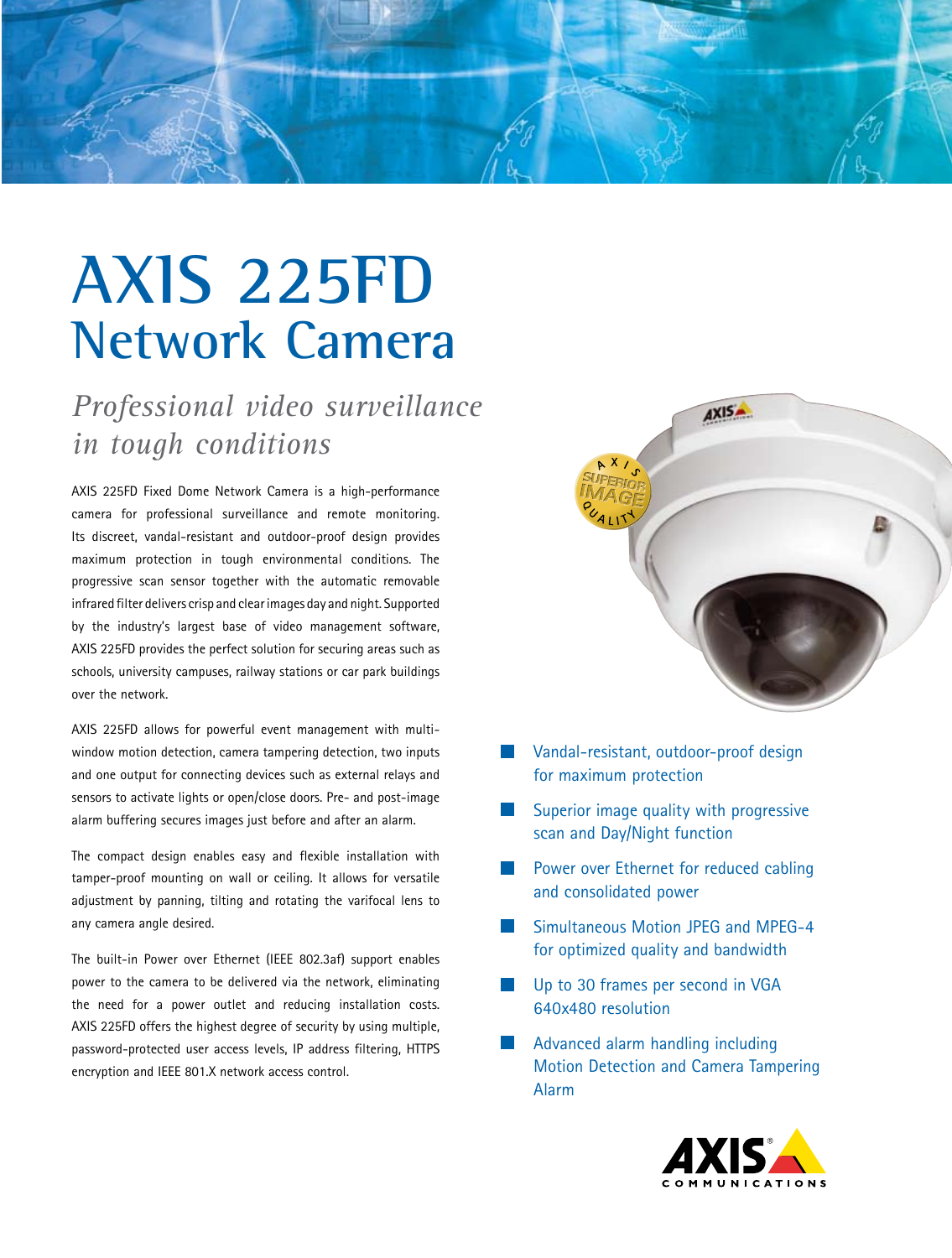# AXIS 225FD
## Network Camera

*Professional video surveillance in tough conditions*

AXIS 225FD Fixed Dome Network Camera is a high-performance camera for professional surveillance and remote monitoring. Its discreet, vandal-resistant and outdoor-proof design provides maximum protection in tough environmental conditions. The progressive scan sensor together with the automatic removable infrared filter delivers crisp and clear images day and night. Supported by the industry's largest base of video management software, AXIS 225FD provides the perfect solution for securing areas such as schools, university campuses, railway stations or car park buildings over the network.

AXIS 225FD allows for powerful event management with multi-window motion detection, camera tampering detection, two inputs and one output for connecting devices such as external relays and sensors to activate lights or open/close doors. Pre- and post-image alarm buffering secures images just before and after an alarm.

The compact design enables easy and flexible installation with tamper-proof mounting on wall or ceiling. It allows for versatile adjustment by panning, tilting and rotating the varifocal lens to any camera angle desired.

The built-in Power over Ethernet (IEEE 802.3af) support enables power to the camera to be delivered via the network, eliminating the need for a power outlet and reducing installation costs. AXIS 225FD offers the highest degree of security by using multiple, password-protected user access levels, IP address filtering, HTTPS encryption and IEEE 801.X network access control.

- Vandal-resistant, outdoor-proof design for maximum protection
- Superior image quality with progressive scan and Day/Night function
- Power over Ethernet for reduced cabling and consolidated power
- Simultaneous Motion JPEG and MPEG-4 for optimized quality and bandwidth
- Up to 30 frames per second in VGA 640x480 resolution
- Advanced alarm handling including Motion Detection and Camera Tampering Alarm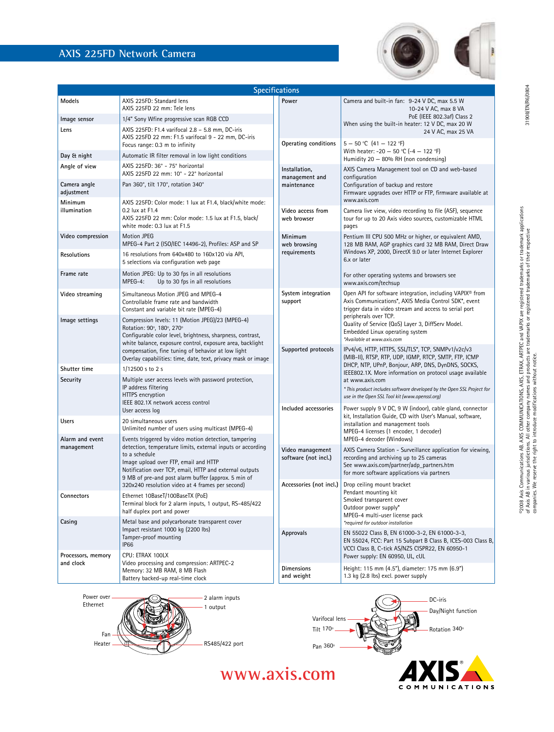# AXIS 225FD Network Camera

## Specifications

| | |
|---|---|
| Models | AXIS 225FD: Standard lens<br>AXIS 225FD 22 mm: Tele lens |
| Image sensor | 1/4" Sony Wfine progressive scan RGB CCD |
| Lens | AXIS 225FD: F1.4 varifocal 2.8 – 5.8 mm, DC-iris<br>AXIS 225FD 22 mm: F1.5 varifocal 9 - 22 mm, DC-iris<br>Focus range: 0.3 m to infinity |
| Day & night | Automatic IR filter removal in low light conditions |
| Angle of view | AXIS 225FD: 36° - 75° horizontal<br>AXIS 225FD 22 mm: 10° - 22° horizontal |
| Camera angle adjustment | Pan 360°, tilt 170°, rotation 340° |
| Minimum illumination | AXIS 225FD: Color mode: 1 lux at F1.4, black/white mode: 0.2 lux at F1.4<br>AXIS 225FD 22 mm: Color mode: 1.5 lux at F1.5, black/white mode: 0.3 lux at F1.5 |
| Video compression | Motion JPEG<br>MPEG-4 Part 2 (ISO/IEC 14496-2), Profiles: ASP and SP |
| Resolutions | 16 resolutions from 640x480 to 160x120 via API,<br>5 selections via configuration web page |
| Frame rate | Motion JPEG: Up to 30 fps in all resolutions<br>MPEG-4: Up to 30 fps in all resolutions |
| Video streaming | Simultaneous Motion JPEG and MPEG-4<br>Controllable frame rate and bandwidth<br>Constant and variable bit rate (MPEG-4) |
| Image settings | Compression levels: 11 (Motion JPEG)/23 (MPEG-4)<br>Rotation: 90°, 180°, 270°<br>Configurable color level, brightness, sharpness, contrast, white balance, exposure control, exposure area, backlight compensation, fine tuning of behavior at low light<br>Overlay capabilities: time, date, text, privacy mask or image |
| Shutter time | 1/12500 s to 2 s |
| Security | Multiple user access levels with password protection,<br>IP address filtering<br>HTTPS encryption<br>IEEE 802.1X network access control<br>User access log |
| Users | 20 simultaneous users<br>Unlimited number of users using multicast (MPEG-4) |
| Alarm and event management | Events triggered by video motion detection, tampering detection, temperature limits, external inputs or according to a schedule<br>Image upload over FTP, email and HTTP<br>Notification over TCP, email, HTTP and external outputs<br>9 MB of pre-and post alarm buffer (approx. 5 min of 320x240 resolution video at 4 frames per second) |
| Connectors | Ethernet 10BaseT/100BaseTX (PoE)<br>Terminal block for 2 alarm inputs, 1 output, RS-485/422 half duplex port and power |
| Casing | Metal base and polycarbonate transparent cover<br>Impact resistant 1000 kg (2200 lbs)<br>Tamper-proof mounting<br>IP66 |
| Processors, memory and clock | CPU: ETRAX 100LX<br>Video processing and compression: ARTPEC-2<br>Memory: 32 MB RAM, 8 MB Flash<br>Battery backed-up real-time clock |
| Power | Camera and built-in fan: 9-24 V DC, max 5.5 W<br>10-24 V AC, max 8 VA<br>PoE (IEEE 802.3af) Class 2<br>When using the built-in heater: 12 V DC, max 20 W<br>24 V AC, max 25 VA |
| Operating conditions | 5 – 50 °C (41 – 122 °F)<br>With heater: -20 – 50 °C (-4 – 122 °F)<br>Humidity 20 – 80% RH (non condensing) |
| Installation, management and maintenance | AXIS Camera Management tool on CD and web-based configuration<br>Configuration of backup and restore<br>Firmware upgrades over HTTP or FTP, firmware available at www.axis.com |
| Video access from web browser | Camera live view, video recording to file (ASF), sequence tour for up to 20 Axis video sources, customizable HTML pages |
| Minimum web browsing requirements | Pentium III CPU 500 MHz or higher, or equivalent AMD, 128 MB RAM, AGP graphics card 32 MB RAM, Direct Draw Windows XP, 2000, DirectX 9.0 or later Internet Explorer 6.x or later<br><br>For other operating systems and browsers see www.axis.com/techsup |
| System integration support | Open API for software integration, including VAPIX® from Axis Communications*, AXIS Media Control SDK*, event trigger data in video stream and access to serial port peripherals over TCP.<br>Quality of Service (QoS) Layer 3, DiffServ Model.<br>Embedded Linux operating system<br>*\*Available at www.axis.com* |
| Supported protocols | IPv4/v6, HTTP, HTTPS, SSL/TLS*, TCP, SNMPv1/v2c/v3 (MIB-II), RTSP, RTP, UDP, IGMP, RTCP, SMTP, FTP, ICMP DHCP, NTP, UPnP, Bonjour, ARP, DNS, DynDNS, SOCKS, IEEE802.1X. More information on protocol usage available at www.axis.com<br>*\* This product includes software developed by the Open SSL Project for use in the Open SSL Tool kit (www.openssl.org)* |
| Included accessories | Power supply 9 V DC, 9 W (indoor), cable gland, connector kit, Installation Guide, CD with User's Manual, software, installation and management tools<br>MPEG-4 licenses (1 encoder, 1 decoder)<br>MPEG-4 decoder (Windows) |
| Video management software (not incl.) | AXIS Camera Station - Surveillance application for viewing, recording and archiving up to 25 cameras<br>See www.axis.com/partner/adp_partners.htm for more software applications via partners |
| Accessories (not incl.) | Drop ceiling mount bracket<br>Pendant mounting kit<br>Smoked transparent cover<br>Outdoor power supply*<br>MPEG-4 multi-user license pack<br>*\*required for outdoor installation* |
| Approvals | EN 55022 Class B, EN 61000-3-2, EN 61000-3-3, EN 55024, FCC: Part 15 Subpart B Class B, ICES-003 Class B, VCCI Class B, C-tick AS/NZS CISPR22, EN 60950-1<br>Power supply: EN 60950, UL, cUL |
| Dimensions and weight | Height: 115 mm (4.5"), diameter: 175 mm (6.9")<br>1.3 kg (2.8 lbs) excl. power supply |

Power over Ethernet
2 alarm inputs
1 output
Fan
Heater
RS485/422 port

DC-iris
Day/Night function
Varifocal lens
Tilt 170°
Rotation 340°
Pan 360°

www.axis.com

AXIS COMMUNICATIONS

31908/EN/R6/0804

©2008 Axis Communications AB. AXIS COMMUNICATIONS, AXIS, ETRAX, ARTPEC and VAPIX are registered trademarks or trademark applications of Axis AB in various jurisdictions. All other company names and products are trademarks or registered trademarks of their respective companies. We reserve the right to introduce modifications without notice.